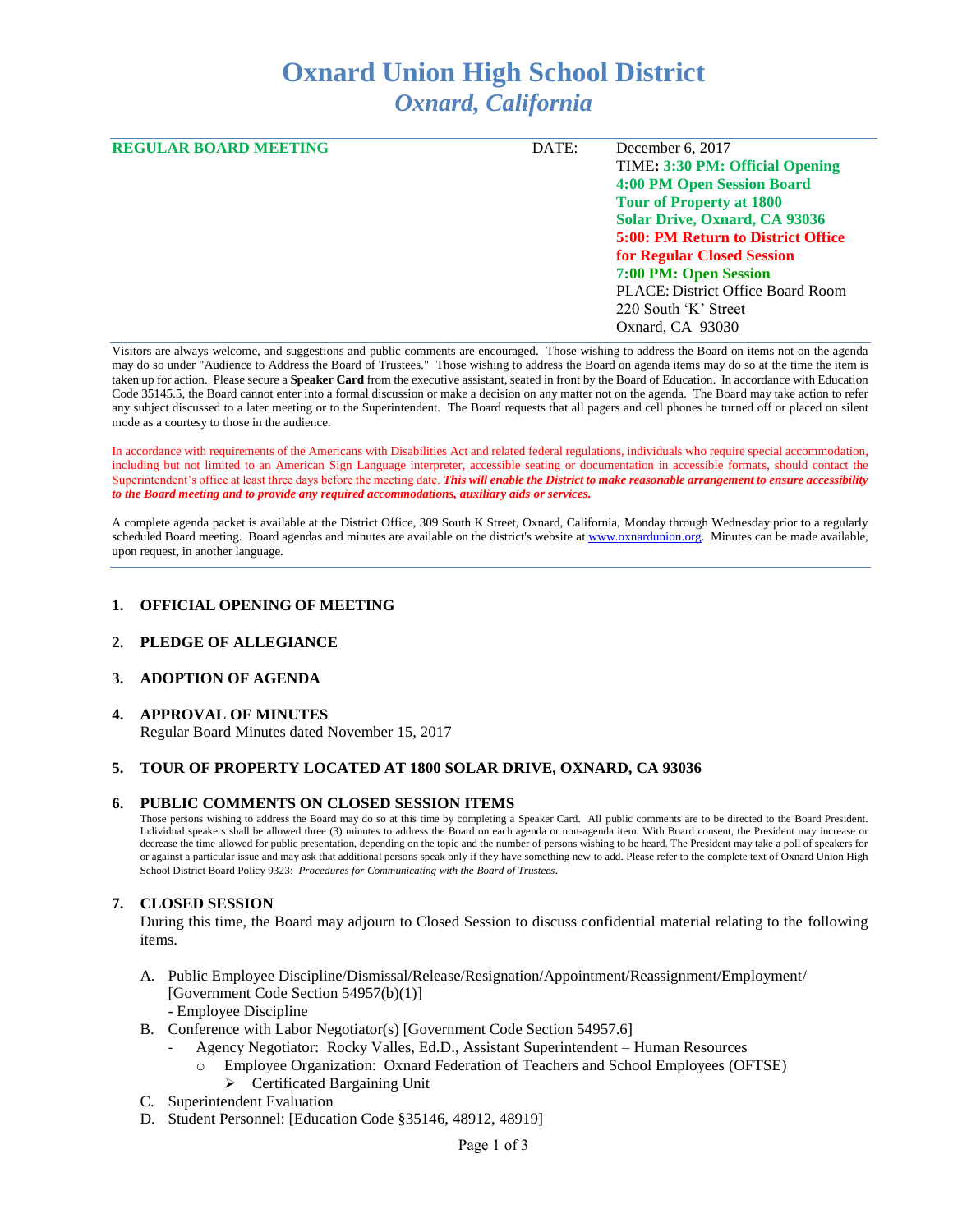# Oxnard Union High School District
## *Oxnard, California*

| **REGULAR BOARD MEETING** | DATE: | December 6, 2017 |
| --- | --- | --- |
| | | TIME**: 3:30 PM: Official Opening** |
| | | **4:00 PM Open Session Board Tour of Property at 1800 Solar Drive, Oxnard, CA 93036** |
| | | **5:00: PM Return to District Office for Regular Closed Session** |
| | | **7:00 PM: Open Session** |
| | | PLACE: District Office Board Room |
| | | 220 South 'K' Street |
| | | Oxnard, CA 93030 |

Visitors are always welcome, and suggestions and public comments are encouraged. Those wishing to address the Board on items not on the agenda may do so under "Audience to Address the Board of Trustees." Those wishing to address the Board on agenda items may do so at the time the item is taken up for action. Please secure a **Speaker Card** from the executive assistant, seated in front by the Board of Education. In accordance with Education Code 35145.5, the Board cannot enter into a formal discussion or make a decision on any matter not on the agenda. The Board may take action to refer any subject discussed to a later meeting or to the Superintendent. The Board requests that all pagers and cell phones be turned off or placed on silent mode as a courtesy to those in the audience.

In accordance with requirements of the Americans with Disabilities Act and related federal regulations, individuals who require special accommodation, including but not limited to an American Sign Language interpreter, accessible seating or documentation in accessible formats, should contact the Superintendent's office at least three days before the meeting date. ***This will enable the District to make reasonable arrangement to ensure accessibility to the Board meeting and to provide any required accommodations, auxiliary aids or services.***

A complete agenda packet is available at the District Office, 309 South K Street, Oxnard, California, Monday through Wednesday prior to a regularly scheduled Board meeting. Board agendas and minutes are available on the district's website at www.oxnardunion.org. Minutes can be made available, upon request, in another language.

### 1. OFFICIAL OPENING OF MEETING

### 2. PLEDGE OF ALLEGIANCE

### 3. ADOPTION OF AGENDA

### 4. APPROVAL OF MINUTES

Regular Board Minutes dated November 15, 2017

### 5. TOUR OF PROPERTY LOCATED AT 1800 SOLAR DRIVE, OXNARD, CA 93036

### 6. PUBLIC COMMENTS ON CLOSED SESSION ITEMS

Those persons wishing to address the Board may do so at this time by completing a Speaker Card. All public comments are to be directed to the Board President. Individual speakers shall be allowed three (3) minutes to address the Board on each agenda or non-agenda item. With Board consent, the President may increase or decrease the time allowed for public presentation, depending on the topic and the number of persons wishing to be heard. The President may take a poll of speakers for or against a particular issue and may ask that additional persons speak only if they have something new to add. Please refer to the complete text of Oxnard Union High School District Board Policy 9323: *Procedures for Communicating with the Board of Trustees*.

### 7. CLOSED SESSION

During this time, the Board may adjourn to Closed Session to discuss confidential material relating to the following items.

A. Public Employee Discipline/Dismissal/Release/Resignation/Appointment/Reassignment/Employment/ [Government Code Section 54957(b)(1)]
   - Employee Discipline

B. Conference with Labor Negotiator(s) [Government Code Section 54957.6]
   - Agency Negotiator: Rocky Valles, Ed.D., Assistant Superintendent – Human Resources
     - Employee Organization: Oxnard Federation of Teachers and School Employees (OFTSE)
       - Certificated Bargaining Unit

C. Superintendent Evaluation

D. Student Personnel: [Education Code §35146, 48912, 48919]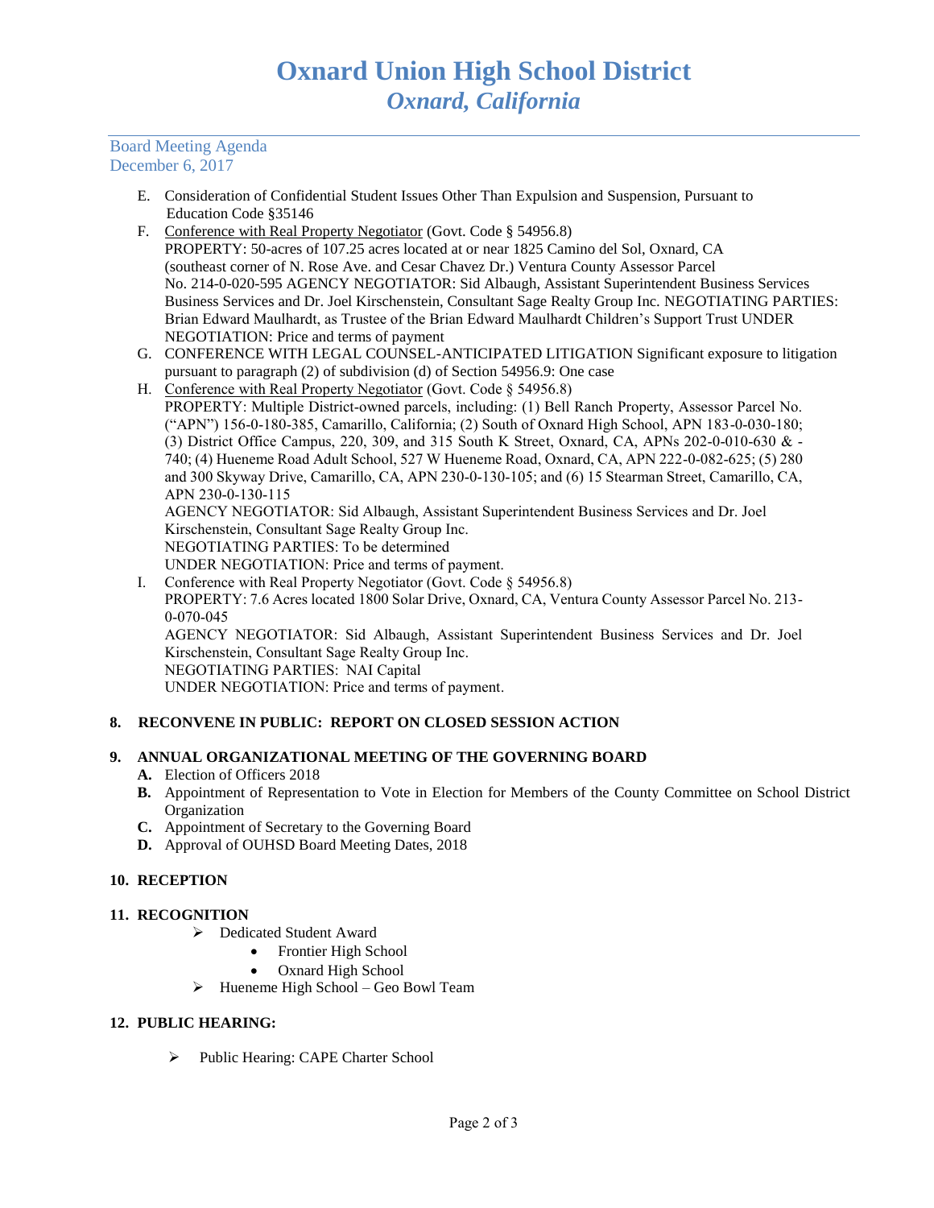# Oxnard Union High School District
## *Oxnard, California*

Board Meeting Agenda
December 6, 2017

E. Consideration of Confidential Student Issues Other Than Expulsion and Suspension, Pursuant to Education Code §35146

F. Conference with Real Property Negotiator (Govt. Code § 54956.8)
PROPERTY: 50-acres of 107.25 acres located at or near 1825 Camino del Sol, Oxnard, CA (southeast corner of N. Rose Ave. and Cesar Chavez Dr.) Ventura County Assessor Parcel No. 214-0-020-595 AGENCY NEGOTIATOR: Sid Albaugh, Assistant Superintendent Business Services Business Services and Dr. Joel Kirschenstein, Consultant Sage Realty Group Inc. NEGOTIATING PARTIES: Brian Edward Maulhardt, as Trustee of the Brian Edward Maulhardt Children's Support Trust UNDER NEGOTIATION: Price and terms of payment

G. CONFERENCE WITH LEGAL COUNSEL-ANTICIPATED LITIGATION Significant exposure to litigation pursuant to paragraph (2) of subdivision (d) of Section 54956.9: One case

H. Conference with Real Property Negotiator (Govt. Code § 54956.8)
PROPERTY: Multiple District-owned parcels, including: (1) Bell Ranch Property, Assessor Parcel No. ("APN") 156-0-180-385, Camarillo, California; (2) South of Oxnard High School, APN 183-0-030-180; (3) District Office Campus, 220, 309, and 315 South K Street, Oxnard, CA, APNs 202-0-010-630 & -740; (4) Hueneme Road Adult School, 527 W Hueneme Road, Oxnard, CA, APN 222-0-082-625; (5) 280 and 300 Skyway Drive, Camarillo, CA, APN 230-0-130-105; and (6) 15 Stearman Street, Camarillo, CA, APN 230-0-130-115
AGENCY NEGOTIATOR: Sid Albaugh, Assistant Superintendent Business Services and Dr. Joel Kirschenstein, Consultant Sage Realty Group Inc.
NEGOTIATING PARTIES: To be determined
UNDER NEGOTIATION: Price and terms of payment.

I. Conference with Real Property Negotiator (Govt. Code § 54956.8)
PROPERTY: 7.6 Acres located 1800 Solar Drive, Oxnard, CA, Ventura County Assessor Parcel No. 213-0-070-045
AGENCY NEGOTIATOR: Sid Albaugh, Assistant Superintendent Business Services and Dr. Joel Kirschenstein, Consultant Sage Realty Group Inc.
NEGOTIATING PARTIES: NAI Capital
UNDER NEGOTIATION: Price and terms of payment.

**8. RECONVENE IN PUBLIC: REPORT ON CLOSED SESSION ACTION**

**9. ANNUAL ORGANIZATIONAL MEETING OF THE GOVERNING BOARD**

**A.** Election of Officers 2018
**B.** Appointment of Representation to Vote in Election for Members of the County Committee on School District Organization
**C.** Appointment of Secretary to the Governing Board
**D.** Approval of OUHSD Board Meeting Dates, 2018

**10. RECEPTION**

**11. RECOGNITION**

- Dedicated Student Award
  - Frontier High School
  - Oxnard High School
- Hueneme High School – Geo Bowl Team

**12. PUBLIC HEARING:**

- Public Hearing: CAPE Charter School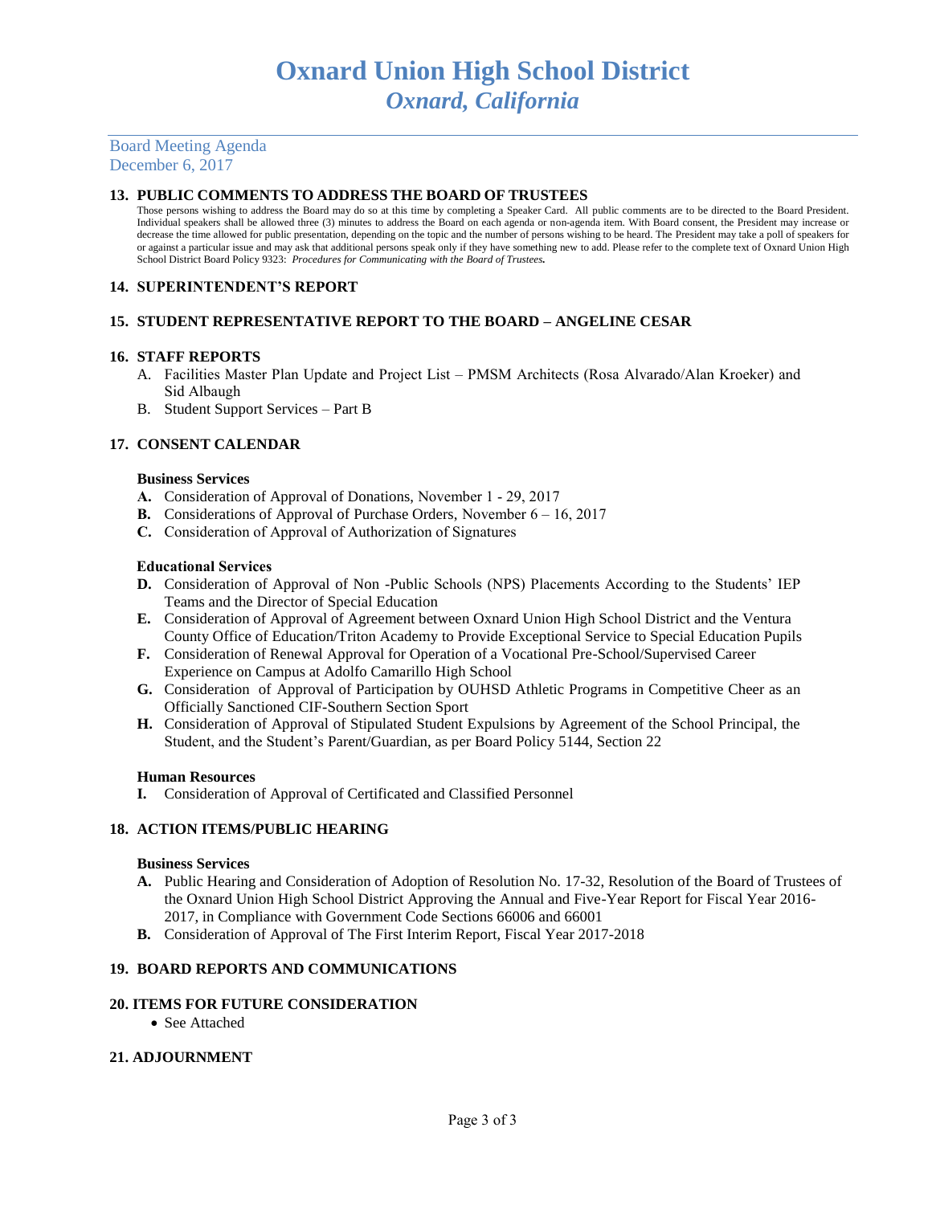# Oxnard Union High School District
## *Oxnard, California*

Board Meeting Agenda
December 6, 2017

### 13. PUBLIC COMMENTS TO ADDRESS THE BOARD OF TRUSTEES

Those persons wishing to address the Board may do so at this time by completing a Speaker Card. All public comments are to be directed to the Board President. Individual speakers shall be allowed three (3) minutes to address the Board on each agenda or non-agenda item. With Board consent, the President may increase or decrease the time allowed for public presentation, depending on the topic and the number of persons wishing to be heard. The President may take a poll of speakers for or against a particular issue and may ask that additional persons speak only if they have something new to add. Please refer to the complete text of Oxnard Union High School District Board Policy 9323: ***Procedures for Communicating with the Board of Trustees.***

### 14. SUPERINTENDENT'S REPORT

### 15. STUDENT REPRESENTATIVE REPORT TO THE BOARD – ANGELINE CESAR

### 16. STAFF REPORTS

A. Facilities Master Plan Update and Project List – PMSM Architects (Rosa Alvarado/Alan Kroeker) and Sid Albaugh
B. Student Support Services – Part B

### 17. CONSENT CALENDAR

**Business Services**

**A.** Consideration of Approval of Donations, November 1 - 29, 2017
**B.** Considerations of Approval of Purchase Orders, November 6 – 16, 2017
**C.** Consideration of Approval of Authorization of Signatures

**Educational Services**

**D.** Consideration of Approval of Non -Public Schools (NPS) Placements According to the Students' IEP Teams and the Director of Special Education
**E.** Consideration of Approval of Agreement between Oxnard Union High School District and the Ventura County Office of Education/Triton Academy to Provide Exceptional Service to Special Education Pupils
**F.** Consideration of Renewal Approval for Operation of a Vocational Pre-School/Supervised Career Experience on Campus at Adolfo Camarillo High School
**G.** Consideration of Approval of Participation by OUHSD Athletic Programs in Competitive Cheer as an Officially Sanctioned CIF-Southern Section Sport
**H.** Consideration of Approval of Stipulated Student Expulsions by Agreement of the School Principal, the Student, and the Student's Parent/Guardian, as per Board Policy 5144, Section 22

**Human Resources**

**I.** Consideration of Approval of Certificated and Classified Personnel

### 18. ACTION ITEMS/PUBLIC HEARING

**Business Services**

**A.** Public Hearing and Consideration of Adoption of Resolution No. 17-32, Resolution of the Board of Trustees of the Oxnard Union High School District Approving the Annual and Five-Year Report for Fiscal Year 2016-2017, in Compliance with Government Code Sections 66006 and 66001
**B.** Consideration of Approval of The First Interim Report, Fiscal Year 2017-2018

### 19. BOARD REPORTS AND COMMUNICATIONS

### 20. ITEMS FOR FUTURE CONSIDERATION

- See Attached

### 21. ADJOURNMENT